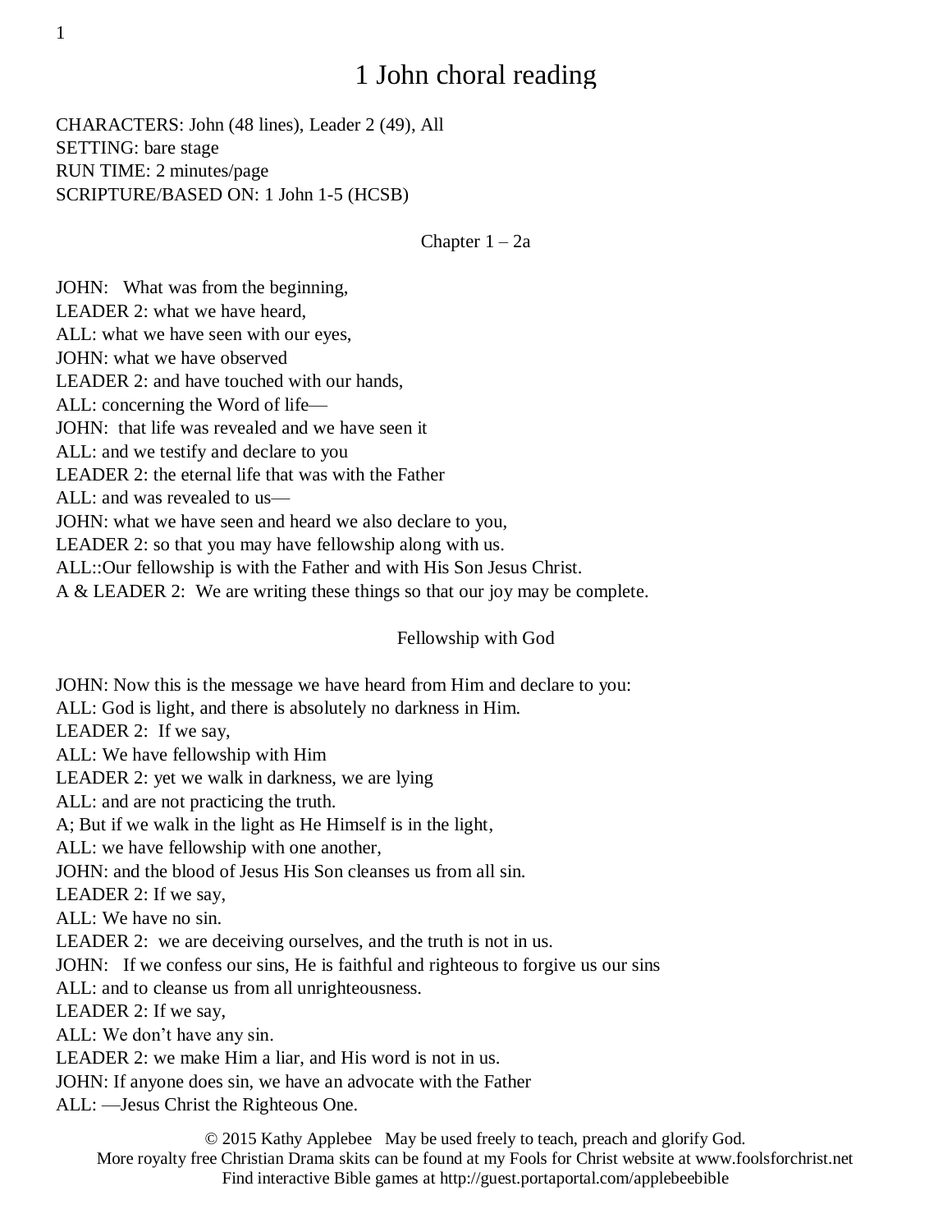# 1 John choral reading

CHARACTERS: John (48 lines), Leader 2 (49), All
SETTING: bare stage
RUN TIME: 2 minutes/page
SCRIPTURE/BASED ON: 1 John 1-5 (HCSB)

## Chapter 1 – 2a

JOHN: What was from the beginning,
LEADER 2: what we have heard,
ALL: what we have seen with our eyes,
JOHN: what we have observed
LEADER 2: and have touched with our hands,
ALL: concerning the Word of life—
JOHN: that life was revealed and we have seen it
ALL: and we testify and declare to you
LEADER 2: the eternal life that was with the Father
ALL: and was revealed to us—
JOHN: what we have seen and heard we also declare to you,
LEADER 2: so that you may have fellowship along with us.
ALL::Our fellowship is with the Father and with His Son Jesus Christ.
A & LEADER 2: We are writing these things so that our joy may be complete.

## Fellowship with God

JOHN: Now this is the message we have heard from Him and declare to you:
ALL: God is light, and there is absolutely no darkness in Him.
LEADER 2: If we say,
ALL: We have fellowship with Him
LEADER 2: yet we walk in darkness, we are lying
ALL: and are not practicing the truth.
A; But if we walk in the light as He Himself is in the light,
ALL: we have fellowship with one another,
JOHN: and the blood of Jesus His Son cleanses us from all sin.
LEADER 2: If we say,
ALL: We have no sin.
LEADER 2: we are deceiving ourselves, and the truth is not in us.
JOHN: If we confess our sins, He is faithful and righteous to forgive us our sins
ALL: and to cleanse us from all unrighteousness.
LEADER 2: If we say,
ALL: We don't have any sin.
LEADER 2: we make Him a liar, and His word is not in us.
JOHN: If anyone does sin, we have an advocate with the Father
ALL: —Jesus Christ the Righteous One.

© 2015 Kathy Applebee May be used freely to teach, preach and glorify God.
More royalty free Christian Drama skits can be found at my Fools for Christ website at www.foolsforchrist.net
Find interactive Bible games at http://guest.portaportal.com/applebeebible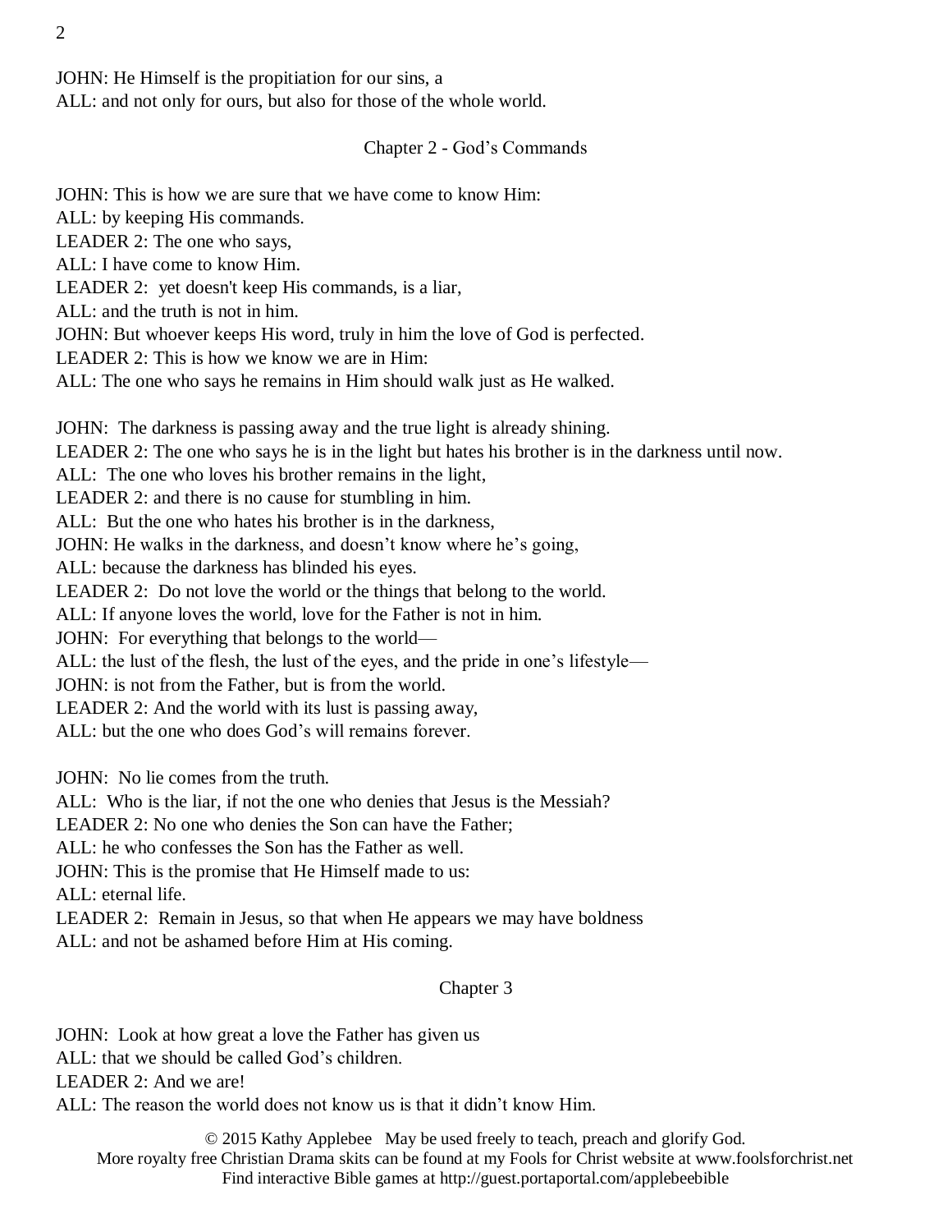JOHN: He Himself is the propitiation for our sins, a
ALL: and not only for ours, but also for those of the whole world.

## Chapter 2 - God's Commands

JOHN: This is how we are sure that we have come to know Him:
ALL: by keeping His commands.
LEADER 2: The one who says,
ALL: I have come to know Him.
LEADER 2: yet doesn't keep His commands, is a liar,
ALL: and the truth is not in him.
JOHN: But whoever keeps His word, truly in him the love of God is perfected.
LEADER 2: This is how we know we are in Him:
ALL: The one who says he remains in Him should walk just as He walked.

JOHN: The darkness is passing away and the true light is already shining.
LEADER 2: The one who says he is in the light but hates his brother is in the darkness until now.
ALL: The one who loves his brother remains in the light,
LEADER 2: and there is no cause for stumbling in him.
ALL: But the one who hates his brother is in the darkness,
JOHN: He walks in the darkness, and doesn't know where he's going,
ALL: because the darkness has blinded his eyes.
LEADER 2: Do not love the world or the things that belong to the world.
ALL: If anyone loves the world, love for the Father is not in him.
JOHN: For everything that belongs to the world—
ALL: the lust of the flesh, the lust of the eyes, and the pride in one's lifestyle—
JOHN: is not from the Father, but is from the world.
LEADER 2: And the world with its lust is passing away,
ALL: but the one who does God's will remains forever.

JOHN: No lie comes from the truth.
ALL: Who is the liar, if not the one who denies that Jesus is the Messiah?
LEADER 2: No one who denies the Son can have the Father;
ALL: he who confesses the Son has the Father as well.
JOHN: This is the promise that He Himself made to us:
ALL: eternal life.
LEADER 2: Remain in Jesus, so that when He appears we may have boldness
ALL: and not be ashamed before Him at His coming.

## Chapter 3

JOHN: Look at how great a love the Father has given us
ALL: that we should be called God's children.
LEADER 2: And we are!
ALL: The reason the world does not know us is that it didn't know Him.

© 2015 Kathy Applebee May be used freely to teach, preach and glorify God.
More royalty free Christian Drama skits can be found at my Fools for Christ website at www.foolsforchrist.net
Find interactive Bible games at http://guest.portaportal.com/applebeebible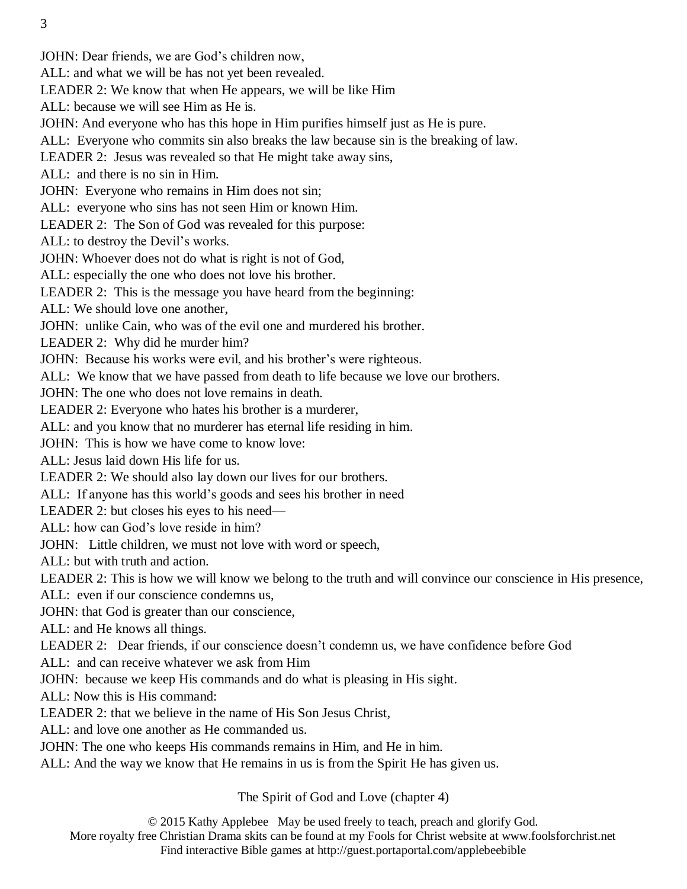JOHN: Dear friends, we are God's children now,

ALL: and what we will be has not yet been revealed.

LEADER 2: We know that when He appears, we will be like Him

ALL: because we will see Him as He is.

JOHN: And everyone who has this hope in Him purifies himself just as He is pure.

ALL: Everyone who commits sin also breaks the law because sin is the breaking of law.

LEADER 2: Jesus was revealed so that He might take away sins,

ALL: and there is no sin in Him.

JOHN: Everyone who remains in Him does not sin;

ALL: everyone who sins has not seen Him or known Him.

LEADER 2: The Son of God was revealed for this purpose:

ALL: to destroy the Devil's works.

JOHN: Whoever does not do what is right is not of God,

ALL: especially the one who does not love his brother.

LEADER 2: This is the message you have heard from the beginning:

ALL: We should love one another,

JOHN: unlike Cain, who was of the evil one and murdered his brother.

LEADER 2: Why did he murder him?

JOHN: Because his works were evil, and his brother's were righteous.

ALL: We know that we have passed from death to life because we love our brothers.

JOHN: The one who does not love remains in death.

LEADER 2: Everyone who hates his brother is a murderer,

ALL: and you know that no murderer has eternal life residing in him.

JOHN: This is how we have come to know love:

ALL: Jesus laid down His life for us.

LEADER 2: We should also lay down our lives for our brothers.

ALL: If anyone has this world's goods and sees his brother in need

LEADER 2: but closes his eyes to his need—

ALL: how can God's love reside in him?

JOHN: Little children, we must not love with word or speech,

ALL: but with truth and action.

LEADER 2: This is how we will know we belong to the truth and will convince our conscience in His presence,

ALL: even if our conscience condemns us,

JOHN: that God is greater than our conscience,

ALL: and He knows all things.

LEADER 2: Dear friends, if our conscience doesn't condemn us, we have confidence before God

ALL: and can receive whatever we ask from Him

JOHN: because we keep His commands and do what is pleasing in His sight.

ALL: Now this is His command:

LEADER 2: that we believe in the name of His Son Jesus Christ,

ALL: and love one another as He commanded us.

JOHN: The one who keeps His commands remains in Him, and He in him.

ALL: And the way we know that He remains in us is from the Spirit He has given us.

The Spirit of God and Love (chapter 4)

© 2015 Kathy Applebee May be used freely to teach, preach and glorify God.
More royalty free Christian Drama skits can be found at my Fools for Christ website at www.foolsforchrist.net
Find interactive Bible games at http://guest.portaportal.com/applebeebible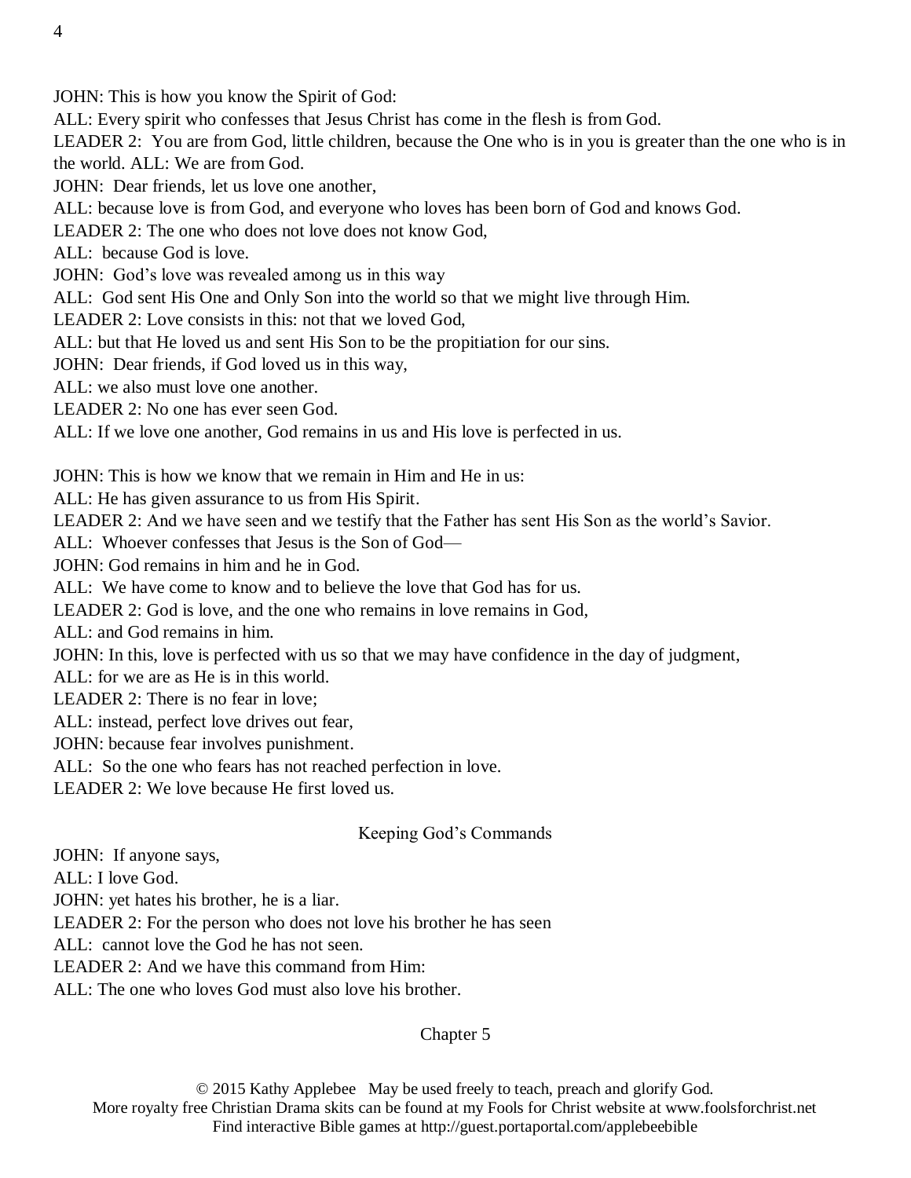JOHN: This is how you know the Spirit of God:
ALL: Every spirit who confesses that Jesus Christ has come in the flesh is from God.
LEADER 2: You are from God, little children, because the One who is in you is greater than the one who is in the world. ALL: We are from God.
JOHN: Dear friends, let us love one another,
ALL: because love is from God, and everyone who loves has been born of God and knows God.
LEADER 2: The one who does not love does not know God,
ALL: because God is love.
JOHN: God's love was revealed among us in this way
ALL: God sent His One and Only Son into the world so that we might live through Him.
LEADER 2: Love consists in this: not that we loved God,
ALL: but that He loved us and sent His Son to be the propitiation for our sins.
JOHN: Dear friends, if God loved us in this way,
ALL: we also must love one another.
LEADER 2: No one has ever seen God.
ALL: If we love one another, God remains in us and His love is perfected in us.

JOHN: This is how we know that we remain in Him and He in us:
ALL: He has given assurance to us from His Spirit.
LEADER 2: And we have seen and we testify that the Father has sent His Son as the world's Savior.
ALL: Whoever confesses that Jesus is the Son of God—
JOHN: God remains in him and he in God.
ALL: We have come to know and to believe the love that God has for us.
LEADER 2: God is love, and the one who remains in love remains in God,
ALL: and God remains in him.
JOHN: In this, love is perfected with us so that we may have confidence in the day of judgment,
ALL: for we are as He is in this world.
LEADER 2: There is no fear in love;
ALL: instead, perfect love drives out fear,
JOHN: because fear involves punishment.
ALL: So the one who fears has not reached perfection in love.
LEADER 2: We love because He first loved us.

## Keeping God's Commands

JOHN: If anyone says,
ALL: I love God.
JOHN: yet hates his brother, he is a liar.
LEADER 2: For the person who does not love his brother he has seen
ALL: cannot love the God he has not seen.
LEADER 2: And we have this command from Him:
ALL: The one who loves God must also love his brother.

## Chapter 5

© 2015 Kathy Applebee May be used freely to teach, preach and glorify God.
More royalty free Christian Drama skits can be found at my Fools for Christ website at www.foolsforchrist.net
Find interactive Bible games at http://guest.portaportal.com/applebeebible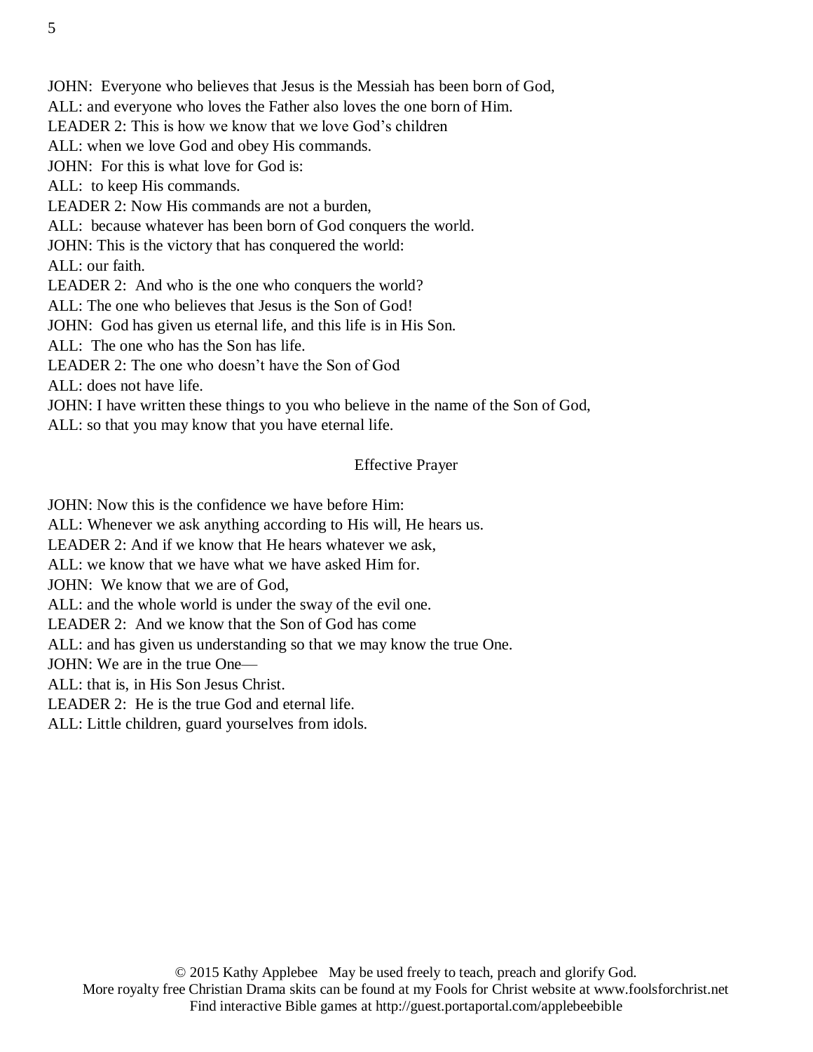JOHN: Everyone who believes that Jesus is the Messiah has been born of God,
ALL: and everyone who loves the Father also loves the one born of Him.
LEADER 2: This is how we know that we love God's children
ALL: when we love God and obey His commands.
JOHN: For this is what love for God is:
ALL: to keep His commands.
LEADER 2: Now His commands are not a burden,
ALL: because whatever has been born of God conquers the world.
JOHN: This is the victory that has conquered the world:
ALL: our faith.
LEADER 2: And who is the one who conquers the world?
ALL: The one who believes that Jesus is the Son of God!
JOHN: God has given us eternal life, and this life is in His Son.
ALL: The one who has the Son has life.
LEADER 2: The one who doesn't have the Son of God
ALL: does not have life.
JOHN: I have written these things to you who believe in the name of the Son of God,
ALL: so that you may know that you have eternal life.

## Effective Prayer

JOHN: Now this is the confidence we have before Him:
ALL: Whenever we ask anything according to His will, He hears us.
LEADER 2: And if we know that He hears whatever we ask,
ALL: we know that we have what we have asked Him for.
JOHN: We know that we are of God,
ALL: and the whole world is under the sway of the evil one.
LEADER 2: And we know that the Son of God has come
ALL: and has given us understanding so that we may know the true One.
JOHN: We are in the true One—
ALL: that is, in His Son Jesus Christ.
LEADER 2: He is the true God and eternal life.
ALL: Little children, guard yourselves from idols.

© 2015 Kathy Applebee May be used freely to teach, preach and glorify God.
More royalty free Christian Drama skits can be found at my Fools for Christ website at www.foolsforchrist.net
Find interactive Bible games at http://guest.portaportal.com/applebeebible